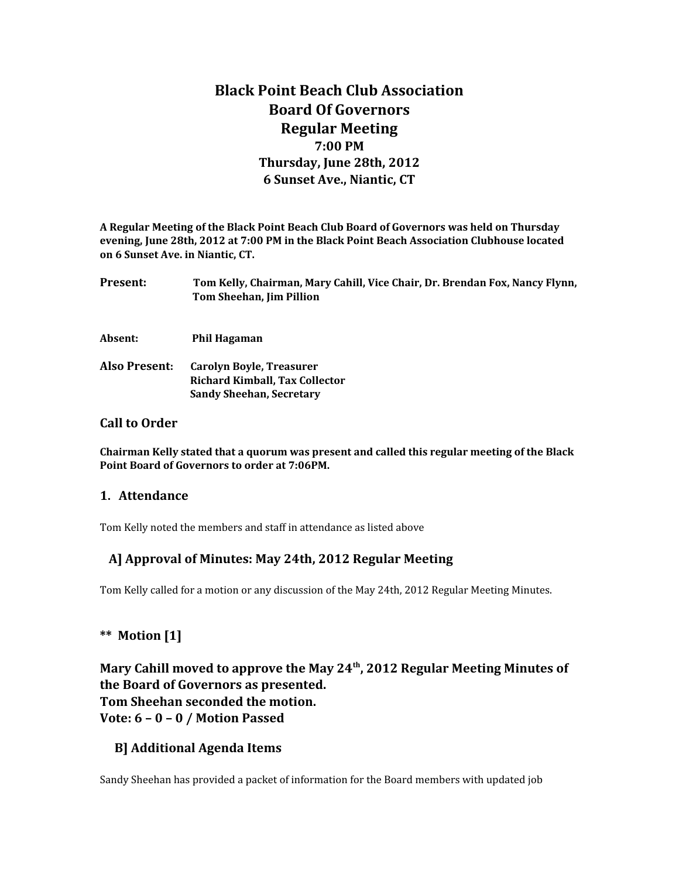# Black Point Beach Club Association
# Board Of Governors
# Regular Meeting
### 7:00 PM
### Thursday, June 28th, 2012
### 6 Sunset Ave., Niantic, CT

**A Regular Meeting of the Black Point Beach Club Board of Governors was held on Thursday evening, June 28th, 2012 at 7:00 PM in the Black Point Beach Association Clubhouse located on 6 Sunset Ave. in Niantic, CT.**

**Present:** **Tom Kelly, Chairman, Mary Cahill, Vice Chair, Dr. Brendan Fox, Nancy Flynn, Tom Sheehan, Jim Pillion**

**Absent:** **Phil Hagaman**

**Also Present:** **Carolyn Boyle, Treasurer**
**Richard Kimball, Tax Collector**
**Sandy Sheehan, Secretary**

## Call to Order

**Chairman Kelly stated that a quorum was present and called this regular meeting of the Black Point Board of Governors to order at 7:06PM.**

## 1. Attendance

Tom Kelly noted the members and staff in attendance as listed above

## A] Approval of Minutes: May 24th, 2012 Regular Meeting

Tom Kelly called for a motion or any discussion of the May 24th, 2012 Regular Meeting Minutes.

## ** Motion [1]

**Mary Cahill moved to approve the May 24th, 2012 Regular Meeting Minutes of the Board of Governors as presented.**
**Tom Sheehan seconded the motion.**
**Vote: 6 – 0 – 0 / Motion Passed**

## B] Additional Agenda Items

Sandy Sheehan has provided a packet of information for the Board members with updated job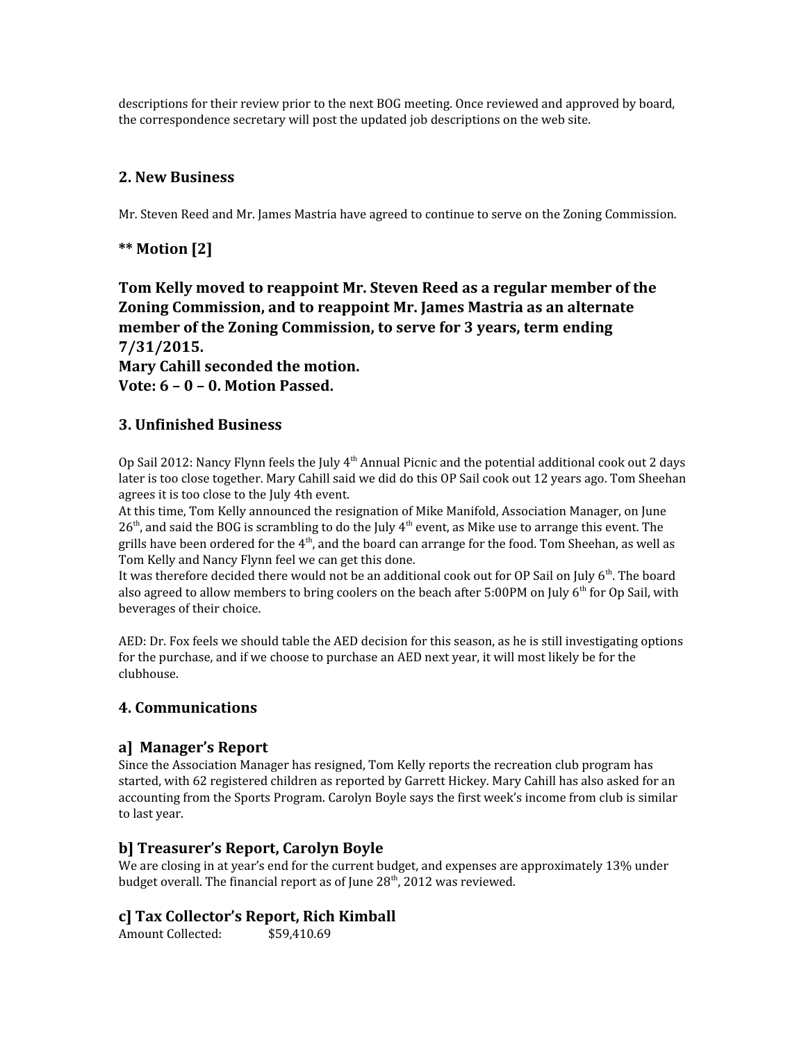descriptions for their review prior to the next BOG meeting. Once reviewed and approved by board, the correspondence secretary will post the updated job descriptions on the web site.

## 2. New Business

Mr. Steven Reed and Mr. James Mastria have agreed to continue to serve on the Zoning Commission.

## ** Motion [2]

**Tom Kelly moved to reappoint Mr. Steven Reed as a regular member of the Zoning Commission, and to reappoint Mr. James Mastria as an alternate member of the Zoning Commission, to serve for 3 years, term ending 7/31/2015.**
**Mary Cahill seconded the motion.**
**Vote: 6 – 0 – 0. Motion Passed.**

## 3. Unfinished Business

Op Sail 2012: Nancy Flynn feels the July 4th Annual Picnic and the potential additional cook out 2 days later is too close together. Mary Cahill said we did do this OP Sail cook out 12 years ago. Tom Sheehan agrees it is too close to the July 4th event.
At this time, Tom Kelly announced the resignation of Mike Manifold, Association Manager, on June 26th, and said the BOG is scrambling to do the July 4th event, as Mike use to arrange this event. The grills have been ordered for the 4th, and the board can arrange for the food. Tom Sheehan, as well as Tom Kelly and Nancy Flynn feel we can get this done.
It was therefore decided there would not be an additional cook out for OP Sail on July 6th. The board also agreed to allow members to bring coolers on the beach after 5:00PM on July 6th for Op Sail, with beverages of their choice.

AED: Dr. Fox feels we should table the AED decision for this season, as he is still investigating options for the purchase, and if we choose to purchase an AED next year, it will most likely be for the clubhouse.

## 4. Communications

### a] Manager's Report

Since the Association Manager has resigned, Tom Kelly reports the recreation club program has started, with 62 registered children as reported by Garrett Hickey. Mary Cahill has also asked for an accounting from the Sports Program. Carolyn Boyle says the first week's income from club is similar to last year.

### b] Treasurer's Report, Carolyn Boyle

We are closing in at year's end for the current budget, and expenses are approximately 13% under budget overall. The financial report as of June 28th, 2012 was reviewed.

### c] Tax Collector's Report, Rich Kimball

Amount Collected: $59,410.69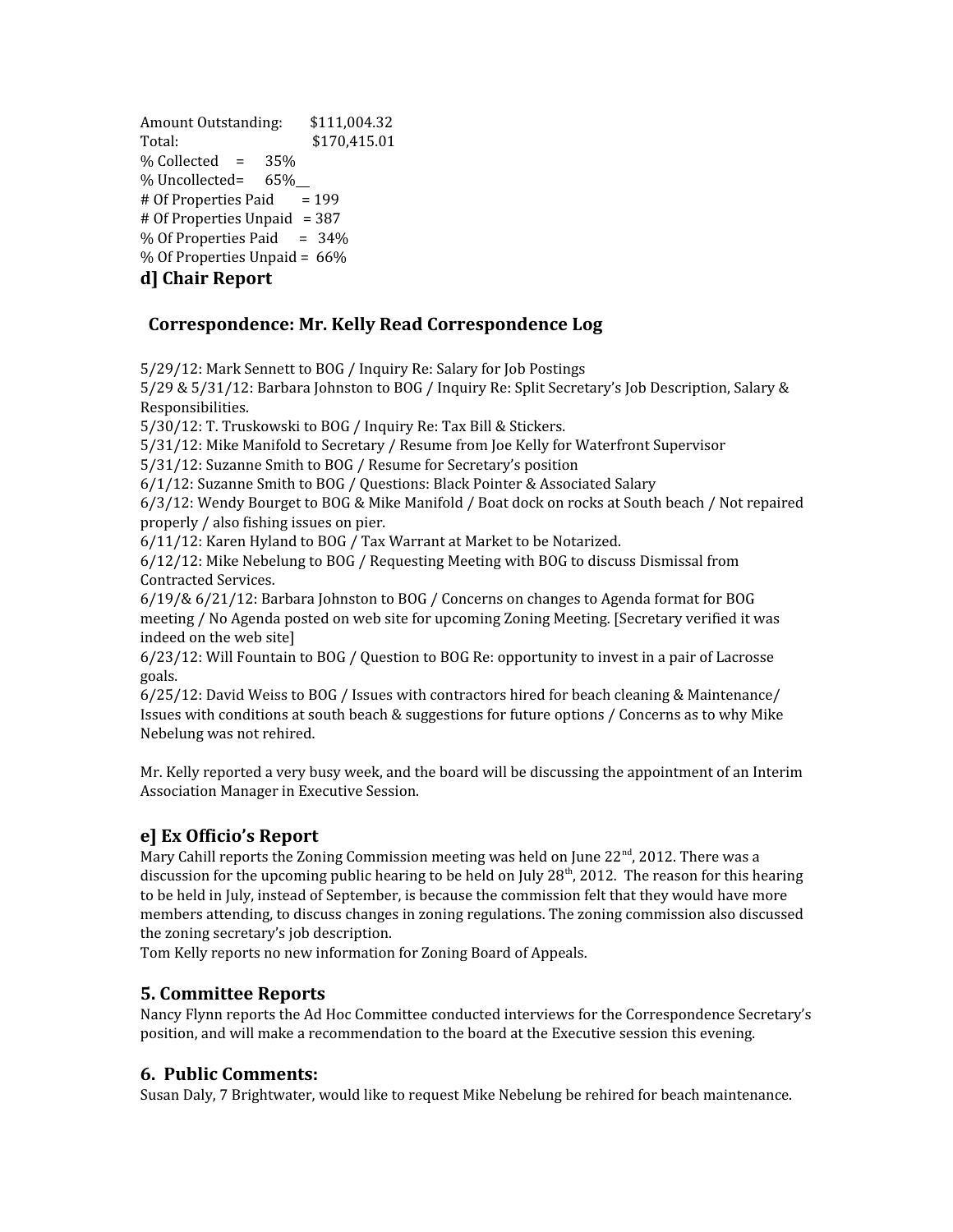Amount Outstanding: $111,004.32
Total: $170,415.01
% Collected = 35%
% Uncollected= 65%__
# Of Properties Paid = 199
# Of Properties Unpaid = 387
% Of Properties Paid = 34%
% Of Properties Unpaid = 66%

### d] Chair Report

### Correspondence: Mr. Kelly Read Correspondence Log

5/29/12: Mark Sennett to BOG / Inquiry Re: Salary for Job Postings
5/29 & 5/31/12: Barbara Johnston to BOG / Inquiry Re: Split Secretary's Job Description, Salary & Responsibilities.
5/30/12: T. Truskowski to BOG / Inquiry Re: Tax Bill & Stickers.
5/31/12: Mike Manifold to Secretary / Resume from Joe Kelly for Waterfront Supervisor
5/31/12: Suzanne Smith to BOG / Resume for Secretary's position
6/1/12: Suzanne Smith to BOG / Questions: Black Pointer & Associated Salary
6/3/12: Wendy Bourget to BOG & Mike Manifold / Boat dock on rocks at South beach / Not repaired properly / also fishing issues on pier.
6/11/12: Karen Hyland to BOG / Tax Warrant at Market to be Notarized.
6/12/12: Mike Nebelung to BOG / Requesting Meeting with BOG to discuss Dismissal from Contracted Services.
6/19/& 6/21/12: Barbara Johnston to BOG / Concerns on changes to Agenda format for BOG meeting / No Agenda posted on web site for upcoming Zoning Meeting. [Secretary verified it was indeed on the web site]
6/23/12: Will Fountain to BOG / Question to BOG Re: opportunity to invest in a pair of Lacrosse goals.
6/25/12: David Weiss to BOG / Issues with contractors hired for beach cleaning & Maintenance/ Issues with conditions at south beach & suggestions for future options / Concerns as to why Mike Nebelung was not rehired.

Mr. Kelly reported a very busy week, and the board will be discussing the appointment of an Interim Association Manager in Executive Session.

### e] Ex Officio's Report

Mary Cahill reports the Zoning Commission meeting was held on June 22nd, 2012. There was a discussion for the upcoming public hearing to be held on July 28th, 2012. The reason for this hearing to be held in July, instead of September, is because the commission felt that they would have more members attending, to discuss changes in zoning regulations. The zoning commission also discussed the zoning secretary's job description.
Tom Kelly reports no new information for Zoning Board of Appeals.

## 5. Committee Reports

Nancy Flynn reports the Ad Hoc Committee conducted interviews for the Correspondence Secretary's position, and will make a recommendation to the board at the Executive session this evening.

## 6. Public Comments:

Susan Daly, 7 Brightwater, would like to request Mike Nebelung be rehired for beach maintenance.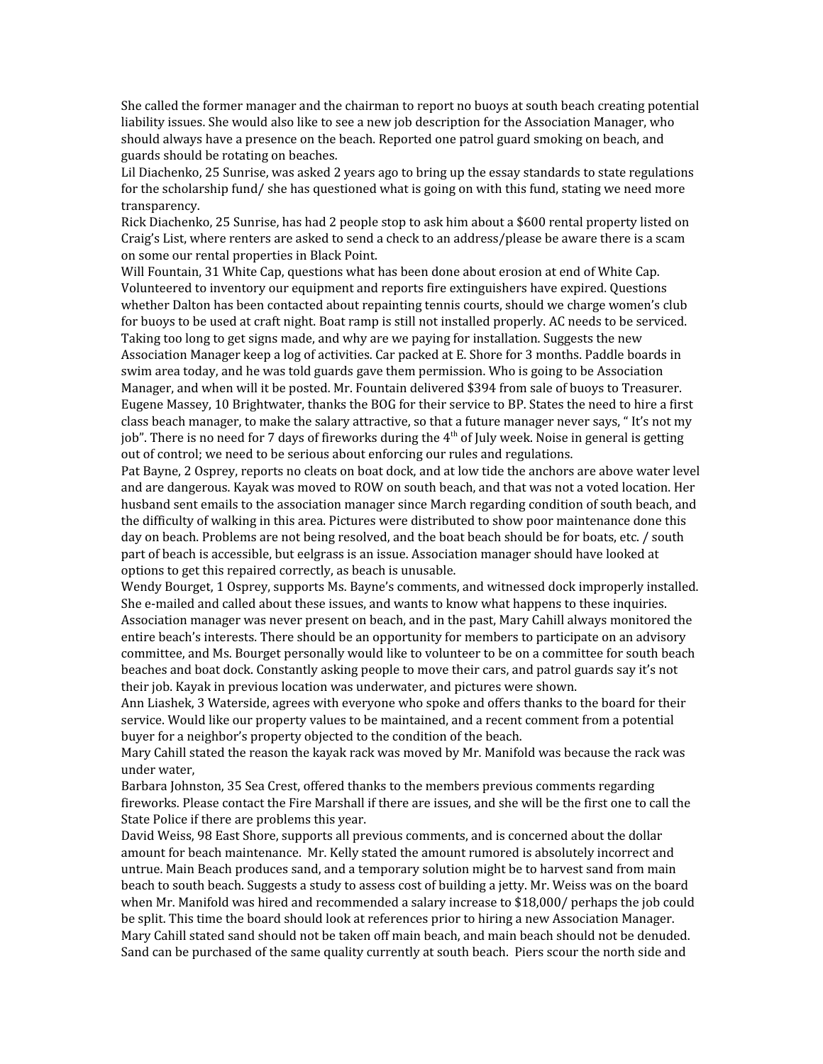She called the former manager and the chairman to report no buoys at south beach creating potential liability issues. She would also like to see a new job description for the Association Manager, who should always have a presence on the beach. Reported one patrol guard smoking on beach, and guards should be rotating on beaches.

Lil Diachenko, 25 Sunrise, was asked 2 years ago to bring up the essay standards to state regulations for the scholarship fund/ she has questioned what is going on with this fund, stating we need more transparency.

Rick Diachenko, 25 Sunrise, has had 2 people stop to ask him about a $600 rental property listed on Craig's List, where renters are asked to send a check to an address/please be aware there is a scam on some our rental properties in Black Point.

Will Fountain, 31 White Cap, questions what has been done about erosion at end of White Cap. Volunteered to inventory our equipment and reports fire extinguishers have expired. Questions whether Dalton has been contacted about repainting tennis courts, should we charge women's club for buoys to be used at craft night. Boat ramp is still not installed properly. AC needs to be serviced. Taking too long to get signs made, and why are we paying for installation. Suggests the new Association Manager keep a log of activities. Car packed at E. Shore for 3 months. Paddle boards in swim area today, and he was told guards gave them permission. Who is going to be Association Manager, and when will it be posted. Mr. Fountain delivered $394 from sale of buoys to Treasurer.

Eugene Massey, 10 Brightwater, thanks the BOG for their service to BP. States the need to hire a first class beach manager, to make the salary attractive, so that a future manager never says, " It's not my job". There is no need for 7 days of fireworks during the 4th of July week. Noise in general is getting out of control; we need to be serious about enforcing our rules and regulations.

Pat Bayne, 2 Osprey, reports no cleats on boat dock, and at low tide the anchors are above water level and are dangerous. Kayak was moved to ROW on south beach, and that was not a voted location. Her husband sent emails to the association manager since March regarding condition of south beach, and the difficulty of walking in this area. Pictures were distributed to show poor maintenance done this day on beach. Problems are not being resolved, and the boat beach should be for boats, etc. / south part of beach is accessible, but eelgrass is an issue. Association manager should have looked at options to get this repaired correctly, as beach is unusable.

Wendy Bourget, 1 Osprey, supports Ms. Bayne's comments, and witnessed dock improperly installed. She e-mailed and called about these issues, and wants to know what happens to these inquiries. Association manager was never present on beach, and in the past, Mary Cahill always monitored the entire beach's interests. There should be an opportunity for members to participate on an advisory committee, and Ms. Bourget personally would like to volunteer to be on a committee for south beach beaches and boat dock. Constantly asking people to move their cars, and patrol guards say it's not their job. Kayak in previous location was underwater, and pictures were shown.

Ann Liashek, 3 Waterside, agrees with everyone who spoke and offers thanks to the board for their service. Would like our property values to be maintained, and a recent comment from a potential buyer for a neighbor's property objected to the condition of the beach.

Mary Cahill stated the reason the kayak rack was moved by Mr. Manifold was because the rack was under water,

Barbara Johnston, 35 Sea Crest, offered thanks to the members previous comments regarding fireworks. Please contact the Fire Marshall if there are issues, and she will be the first one to call the State Police if there are problems this year.

David Weiss, 98 East Shore, supports all previous comments, and is concerned about the dollar amount for beach maintenance. Mr. Kelly stated the amount rumored is absolutely incorrect and untrue. Main Beach produces sand, and a temporary solution might be to harvest sand from main beach to south beach. Suggests a study to assess cost of building a jetty. Mr. Weiss was on the board when Mr. Manifold was hired and recommended a salary increase to $18,000/ perhaps the job could be split. This time the board should look at references prior to hiring a new Association Manager.

Mary Cahill stated sand should not be taken off main beach, and main beach should not be denuded. Sand can be purchased of the same quality currently at south beach. Piers scour the north side and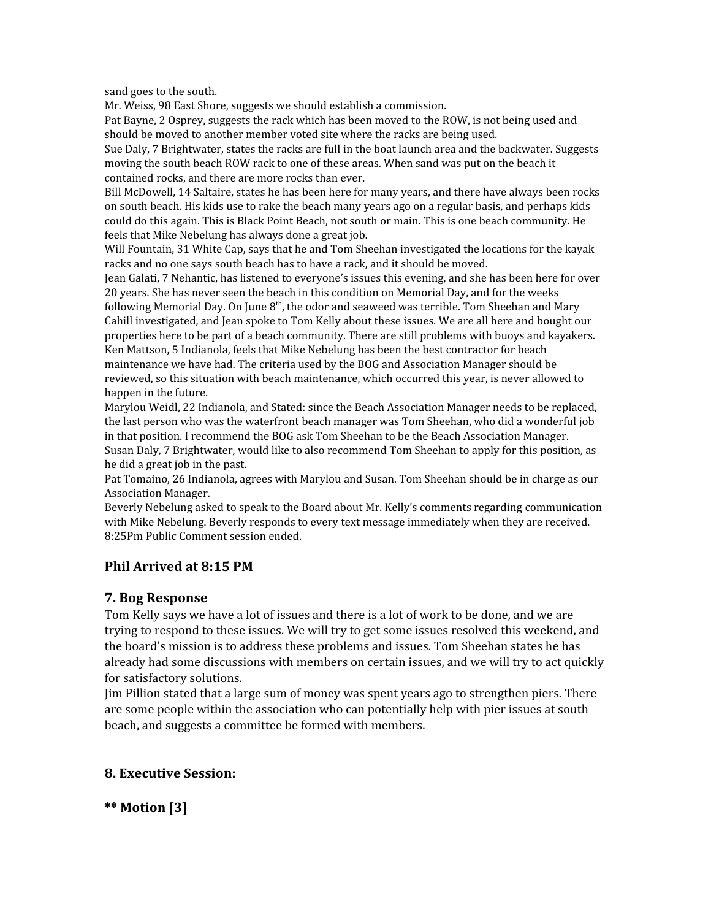sand goes to the south.
Mr. Weiss, 98 East Shore, suggests we should establish a commission.
Pat Bayne, 2 Osprey, suggests the rack which has been moved to the ROW, is not being used and should be moved to another member voted site where the racks are being used.
Sue Daly, 7 Brightwater, states the racks are full in the boat launch area and the backwater. Suggests moving the south beach ROW rack to one of these areas. When sand was put on the beach it contained rocks, and there are more rocks than ever.
Bill McDowell, 14 Saltaire, states he has been here for many years, and there have always been rocks on south beach. His kids use to rake the beach many years ago on a regular basis, and perhaps kids could do this again. This is Black Point Beach, not south or main. This is one beach community. He feels that Mike Nebelung has always done a great job.
Will Fountain, 31 White Cap, says that he and Tom Sheehan investigated the locations for the kayak racks and no one says south beach has to have a rack, and it should be moved.
Jean Galati, 7 Nehantic, has listened to everyone's issues this evening, and she has been here for over 20 years. She has never seen the beach in this condition on Memorial Day, and for the weeks following Memorial Day. On June 8th, the odor and seaweed was terrible. Tom Sheehan and Mary Cahill investigated, and Jean spoke to Tom Kelly about these issues. We are all here and bought our properties here to be part of a beach community. There are still problems with buoys and kayakers.
Ken Mattson, 5 Indianola, feels that Mike Nebelung has been the best contractor for beach maintenance we have had. The criteria used by the BOG and Association Manager should be reviewed, so this situation with beach maintenance, which occurred this year, is never allowed to happen in the future.
Marylou Weidl, 22 Indianola, and Stated: since the Beach Association Manager needs to be replaced, the last person who was the waterfront beach manager was Tom Sheehan, who did a wonderful job in that position. I recommend the BOG ask Tom Sheehan to be the Beach Association Manager.
Susan Daly, 7 Brightwater, would like to also recommend Tom Sheehan to apply for this position, as he did a great job in the past.
Pat Tomaino, 26 Indianola, agrees with Marylou and Susan. Tom Sheehan should be in charge as our Association Manager.
Beverly Nebelung asked to speak to the Board about Mr. Kelly's comments regarding communication with Mike Nebelung. Beverly responds to every text message immediately when they are received.
8:25Pm Public Comment session ended.

### Phil Arrived at 8:15 PM

### 7. Bog Response

Tom Kelly says we have a lot of issues and there is a lot of work to be done, and we are trying to respond to these issues. We will try to get some issues resolved this weekend, and the board's mission is to address these problems and issues. Tom Sheehan states he has already had some discussions with members on certain issues, and we will try to act quickly for satisfactory solutions.
Jim Pillion stated that a large sum of money was spent years ago to strengthen piers. There are some people within the association who can potentially help with pier issues at south beach, and suggests a committee be formed with members.

### 8. Executive Session:

### ** Motion [3]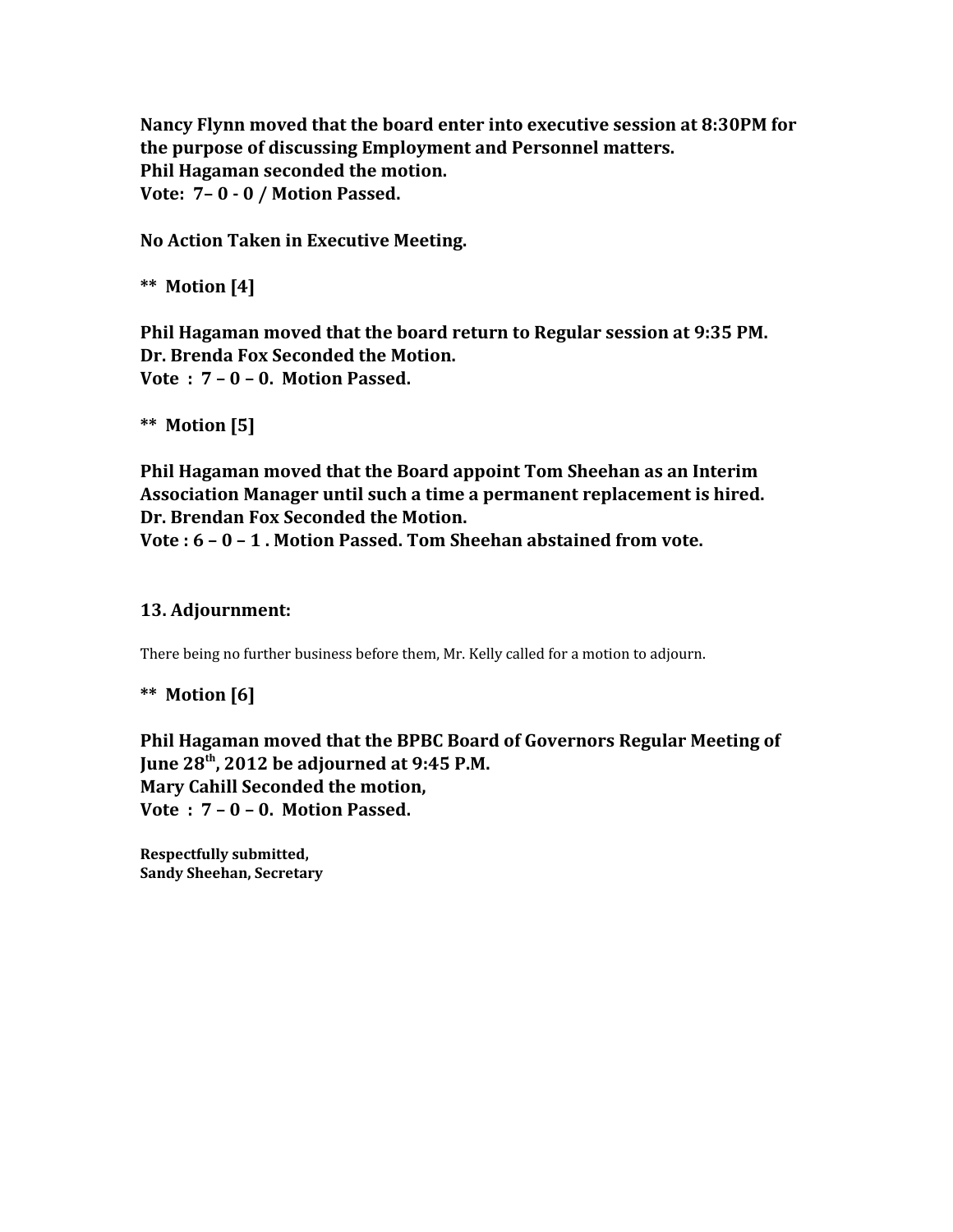**Nancy Flynn moved that the board enter into executive session at 8:30PM for the purpose of discussing Employment and Personnel matters.**
**Phil Hagaman seconded the motion.**
**Vote: 7– 0 - 0 / Motion Passed.**

**No Action Taken in Executive Meeting.**

**** Motion [4]**

**Phil Hagaman moved that the board return to Regular session at 9:35 PM.**
**Dr. Brenda Fox Seconded the Motion.**
**Vote : 7 – 0 – 0. Motion Passed.**

**** Motion [5]**

**Phil Hagaman moved that the Board appoint Tom Sheehan as an Interim Association Manager until such a time a permanent replacement is hired.**
**Dr. Brendan Fox Seconded the Motion.**
**Vote : 6 – 0 – 1 . Motion Passed. Tom Sheehan abstained from vote.**

## 13. Adjournment:

There being no further business before them, Mr. Kelly called for a motion to adjourn.

**** Motion [6]**

**Phil Hagaman moved that the BPBC Board of Governors Regular Meeting of June 28th, 2012 be adjourned at 9:45 P.M.**
**Mary Cahill Seconded the motion,**
**Vote : 7 – 0 – 0. Motion Passed.**

**Respectfully submitted,**
**Sandy Sheehan, Secretary**